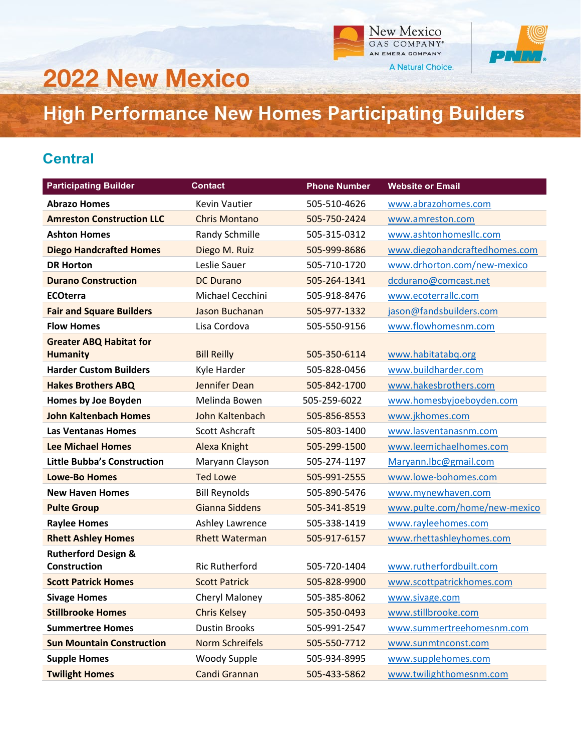# 2022 New Mexico

## High Performance New Homes Participating Builders

### Central

| Participating Builder | Contact | Phone Number | Website or Email |
|---|---|---|---|
| **Abrazo Homes** | Kevin Vautier | 505-510-4626 | www.abrazohomes.com |
| **Amreston Construction LLC** | Chris Montano | 505-750-2424 | www.amreston.com |
| **Ashton Homes** | Randy Schmille | 505-315-0312 | www.ashtonhomesllc.com |
| **Diego Handcrafted Homes** | Diego M. Ruiz | 505-999-8686 | www.diegohandcraftedhomes.com |
| **DR Horton** | Leslie Sauer | 505-710-1720 | www.drhorton.com/new-mexico |
| **Durano Construction** | DC Durano | 505-264-1341 | dcdurano@comcast.net |
| **ECOterra** | Michael Cecchini | 505-918-8476 | www.ecoterrallc.com |
| **Fair and Square Builders** | Jason Buchanan | 505-977-1332 | jason@fandsbuilders.com |
| **Flow Homes** | Lisa Cordova | 505-550-9156 | www.flowhomesnm.com |
| **Greater ABQ Habitat for Humanity** | Bill Reilly | 505-350-6114 | www.habitatabq.org |
| **Harder Custom Builders** | Kyle Harder | 505-828-0456 | www.buildharder.com |
| **Hakes Brothers ABQ** | Jennifer Dean | 505-842-1700 | www.hakesbrothers.com |
| **Homes by Joe Boyden** | Melinda Bowen | 505-259-6022 | www.homesbyjoeboyden.com |
| **John Kaltenbach Homes** | John Kaltenbach | 505-856-8553 | www.jkhomes.com |
| **Las Ventanas Homes** | Scott Ashcraft | 505-803-1400 | www.lasventanasnm.com |
| **Lee Michael Homes** | Alexa Knight | 505-299-1500 | www.leemichaelhomes.com |
| **Little Bubba's Construction** | Maryann Clayson | 505-274-1197 | Maryann.lbc@gmail.com |
| **Lowe-Bo Homes** | Ted Lowe | 505-991-2555 | www.lowe-bohomes.com |
| **New Haven Homes** | Bill Reynolds | 505-890-5476 | www.mynewhaven.com |
| **Pulte Group** | Gianna Siddens | 505-341-8519 | www.pulte.com/home/new-mexico |
| **Raylee Homes** | Ashley Lawrence | 505-338-1419 | www.rayleehomes.com |
| **Rhett Ashley Homes** | Rhett Waterman | 505-917-6157 | www.rhettashleyhomes.com |
| **Rutherford Design & Construction** | Ric Rutherford | 505-720-1404 | www.rutherfordbuilt.com |
| **Scott Patrick Homes** | Scott Patrick | 505-828-9900 | www.scottpatrickhomes.com |
| **Sivage Homes** | Cheryl Maloney | 505-385-8062 | www.sivage.com |
| **Stillbrooke Homes** | Chris Kelsey | 505-350-0493 | www.stillbrooke.com |
| **Summertree Homes** | Dustin Brooks | 505-991-2547 | www.summertreehomesnm.com |
| **Sun Mountain Construction** | Norm Schreifels | 505-550-7712 | www.sunmtnconst.com |
| **Supple Homes** | Woody Supple | 505-934-8995 | www.supplehomes.com |
| **Twilight Homes** | Candi Grannan | 505-433-5862 | www.twilighthomesnm.com |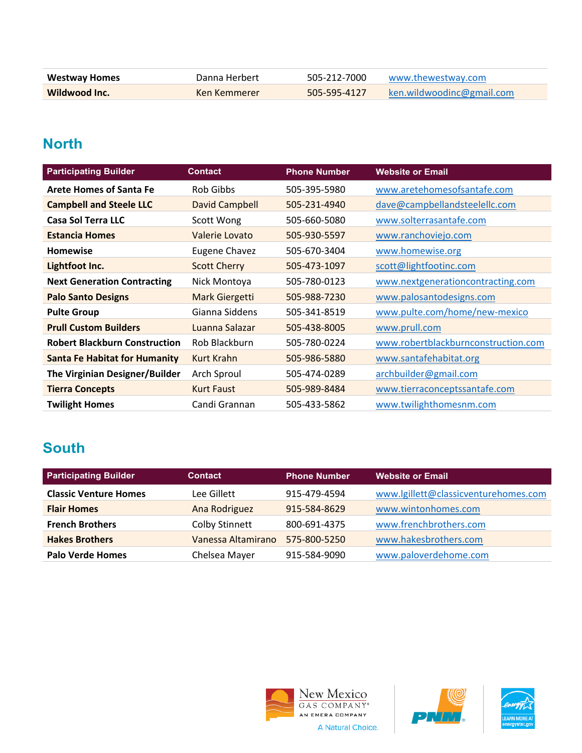| | | | |
|---|---|---|---|
| **Westway Homes** | Danna Herbert | 505-212-7000 | www.thewestway.com |
| **Wildwood Inc.** | Ken Kemmerer | 505-595-4127 | ken.wildwoodinc@gmail.com |

## North

| Participating Builder | Contact | Phone Number | Website or Email |
|---|---|---|---|
| **Arete Homes of Santa Fe** | Rob Gibbs | 505-395-5980 | www.aretehomesofsantafe.com |
| **Campbell and Steele LLC** | David Campbell | 505-231-4940 | dave@campbellandsteelellc.com |
| **Casa Sol Terra LLC** | Scott Wong | 505-660-5080 | www.solterrasantafe.com |
| **Estancia Homes** | Valerie Lovato | 505-930-5597 | www.ranchoviejo.com |
| **Homewise** | Eugene Chavez | 505-670-3404 | www.homewise.org |
| **Lightfoot Inc.** | Scott Cherry | 505-473-1097 | scott@lightfootinc.com |
| **Next Generation Contracting** | Nick Montoya | 505-780-0123 | www.nextgenerationcontracting.com |
| **Palo Santo Designs** | Mark Giergetti | 505-988-7230 | www.palosantodesigns.com |
| **Pulte Group** | Gianna Siddens | 505-341-8519 | www.pulte.com/home/new-mexico |
| **Prull Custom Builders** | Luanna Salazar | 505-438-8005 | www.prull.com |
| **Robert Blackburn Construction** | Rob Blackburn | 505-780-0224 | www.robertblackburnconstruction.com |
| **Santa Fe Habitat for Humanity** | Kurt Krahn | 505-986-5880 | www.santafehabitat.org |
| **The Virginian Designer/Builder** | Arch Sproul | 505-474-0289 | archbuilder@gmail.com |
| **Tierra Concepts** | Kurt Faust | 505-989-8484 | www.tierraconceptssantafe.com |
| **Twilight Homes** | Candi Grannan | 505-433-5862 | www.twilighthomesnm.com |

## South

| Participating Builder | Contact | Phone Number | Website or Email |
|---|---|---|---|
| **Classic Venture Homes** | Lee Gillett | 915-479-4594 | www.lgillett@classicventurehomes.com |
| **Flair Homes** | Ana Rodriguez | 915-584-8629 | www.wintonhomes.com |
| **French Brothers** | Colby Stinnett | 800-691-4375 | www.frenchbrothers.com |
| **Hakes Brothers** | Vanessa Altamirano | 575-800-5250 | www.hakesbrothers.com |
| **Palo Verde Homes** | Chelsea Mayer | 915-584-9090 | www.paloverdehome.com |

New Mexico GAS COMPANY® AN EMERA COMPANY A Natural Choice.

PNM

LEARN MORE AT energystar.gov